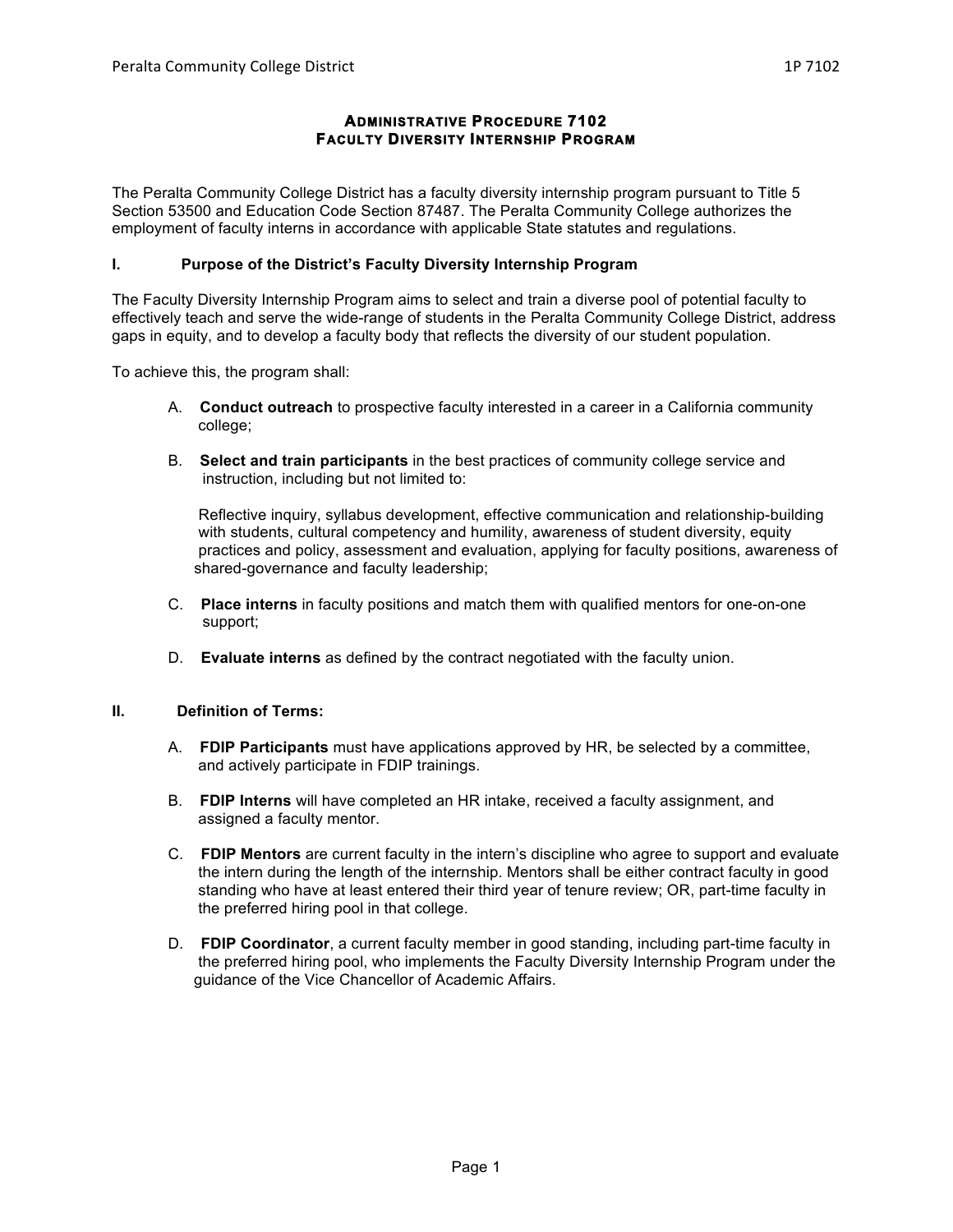# ADMINISTRATIVE PROCEDURE 7102
# FACULTY DIVERSITY INTERNSHIP PROGRAM

The Peralta Community College District has a faculty diversity internship program pursuant to Title 5 Section 53500 and Education Code Section 87487. The Peralta Community College authorizes the employment of faculty interns in accordance with applicable State statutes and regulations.

## I. Purpose of the District's Faculty Diversity Internship Program

The Faculty Diversity Internship Program aims to select and train a diverse pool of potential faculty to effectively teach and serve the wide-range of students in the Peralta Community College District, address gaps in equity, and to develop a faculty body that reflects the diversity of our student population.

To achieve this, the program shall:

A. **Conduct outreach** to prospective faculty interested in a career in a California community college;

B. **Select and train participants** in the best practices of community college service and instruction, including but not limited to:

Reflective inquiry, syllabus development, effective communication and relationship-building with students, cultural competency and humility, awareness of student diversity, equity practices and policy, assessment and evaluation, applying for faculty positions, awareness of shared-governance and faculty leadership;

C. **Place interns** in faculty positions and match them with qualified mentors for one-on-one support;

D. **Evaluate interns** as defined by the contract negotiated with the faculty union.

## II. Definition of Terms:

A. **FDIP Participants** must have applications approved by HR, be selected by a committee, and actively participate in FDIP trainings.

B. **FDIP Interns** will have completed an HR intake, received a faculty assignment, and assigned a faculty mentor.

C. **FDIP Mentors** are current faculty in the intern's discipline who agree to support and evaluate the intern during the length of the internship. Mentors shall be either contract faculty in good standing who have at least entered their third year of tenure review; OR, part-time faculty in the preferred hiring pool in that college.

D. **FDIP Coordinator**, a current faculty member in good standing, including part-time faculty in the preferred hiring pool, who implements the Faculty Diversity Internship Program under the guidance of the Vice Chancellor of Academic Affairs.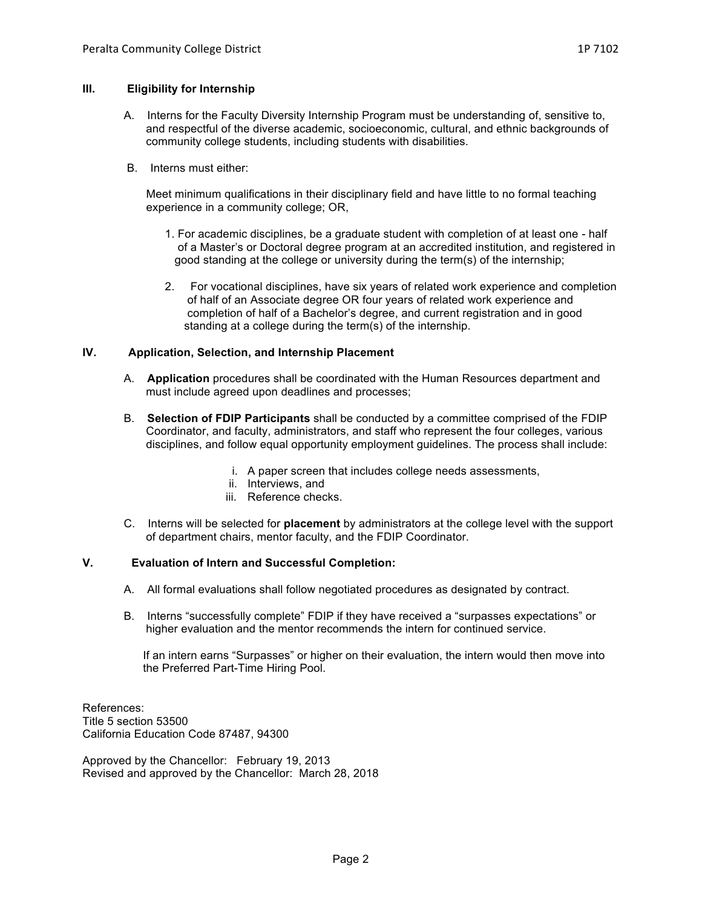## III. Eligibility for Internship

A. Interns for the Faculty Diversity Internship Program must be understanding of, sensitive to, and respectful of the diverse academic, socioeconomic, cultural, and ethnic backgrounds of community college students, including students with disabilities.

B. Interns must either:

Meet minimum qualifications in their disciplinary field and have little to no formal teaching experience in a community college; OR,

1. For academic disciplines, be a graduate student with completion of at least one - half of a Master's or Doctoral degree program at an accredited institution, and registered in good standing at the college or university during the term(s) of the internship;

2. For vocational disciplines, have six years of related work experience and completion of half of an Associate degree OR four years of related work experience and completion of half of a Bachelor's degree, and current registration and in good standing at a college during the term(s) of the internship.

## IV. Application, Selection, and Internship Placement

A. **Application** procedures shall be coordinated with the Human Resources department and must include agreed upon deadlines and processes;

B. **Selection of FDIP Participants** shall be conducted by a committee comprised of the FDIP Coordinator, and faculty, administrators, and staff who represent the four colleges, various disciplines, and follow equal opportunity employment guidelines. The process shall include:

i. A paper screen that includes college needs assessments,
ii. Interviews, and
iii. Reference checks.

C. Interns will be selected for **placement** by administrators at the college level with the support of department chairs, mentor faculty, and the FDIP Coordinator.

## V. Evaluation of Intern and Successful Completion:

A. All formal evaluations shall follow negotiated procedures as designated by contract.

B. Interns "successfully complete" FDIP if they have received a "surpasses expectations" or higher evaluation and the mentor recommends the intern for continued service.

If an intern earns "Surpasses" or higher on their evaluation, the intern would then move into the Preferred Part-Time Hiring Pool.

References:
Title 5 section 53500
California Education Code 87487, 94300

Approved by the Chancellor: February 19, 2013
Revised and approved by the Chancellor: March 28, 2018